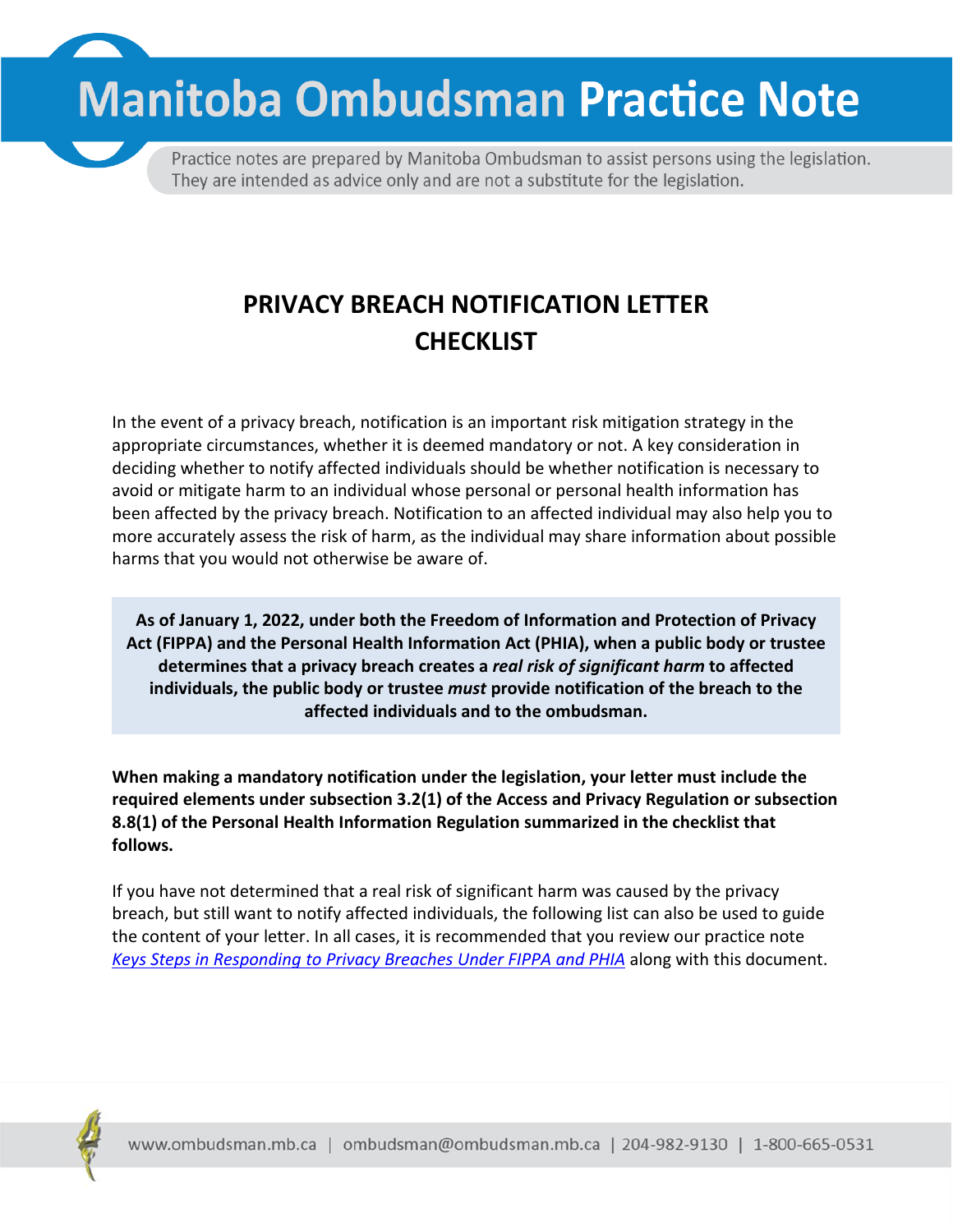# Manitoba Ombudsman Practice Note

Practice notes are prepared by Manitoba Ombudsman to assist persons using the legislation. They are intended as advice only and are not a substitute for the legislation.

## PRIVACY BREACH NOTIFICATION LETTER CHECKLIST

In the event of a privacy breach, notification is an important risk mitigation strategy in the appropriate circumstances, whether it is deemed mandatory or not. A key consideration in deciding whether to notify affected individuals should be whether notification is necessary to avoid or mitigate harm to an individual whose personal or personal health information has been affected by the privacy breach. Notification to an affected individual may also help you to more accurately assess the risk of harm, as the individual may share information about possible harms that you would not otherwise be aware of.

**As of January 1, 2022, under both the Freedom of Information and Protection of Privacy Act (FIPPA) and the Personal Health Information Act (PHIA), when a public body or trustee determines that a privacy breach creates a *real risk of significant harm* to affected individuals, the public body or trustee *must* provide notification of the breach to the affected individuals and to the ombudsman.**

**When making a mandatory notification under the legislation, your letter must include the required elements under subsection 3.2(1) of the Access and Privacy Regulation or subsection 8.8(1) of the Personal Health Information Regulation summarized in the checklist that follows.**

If you have not determined that a real risk of significant harm was caused by the privacy breach, but still want to notify affected individuals, the following list can also be used to guide the content of your letter. In all cases, it is recommended that you review our practice note *Keys Steps in Responding to Privacy Breaches Under FIPPA and PHIA* along with this document.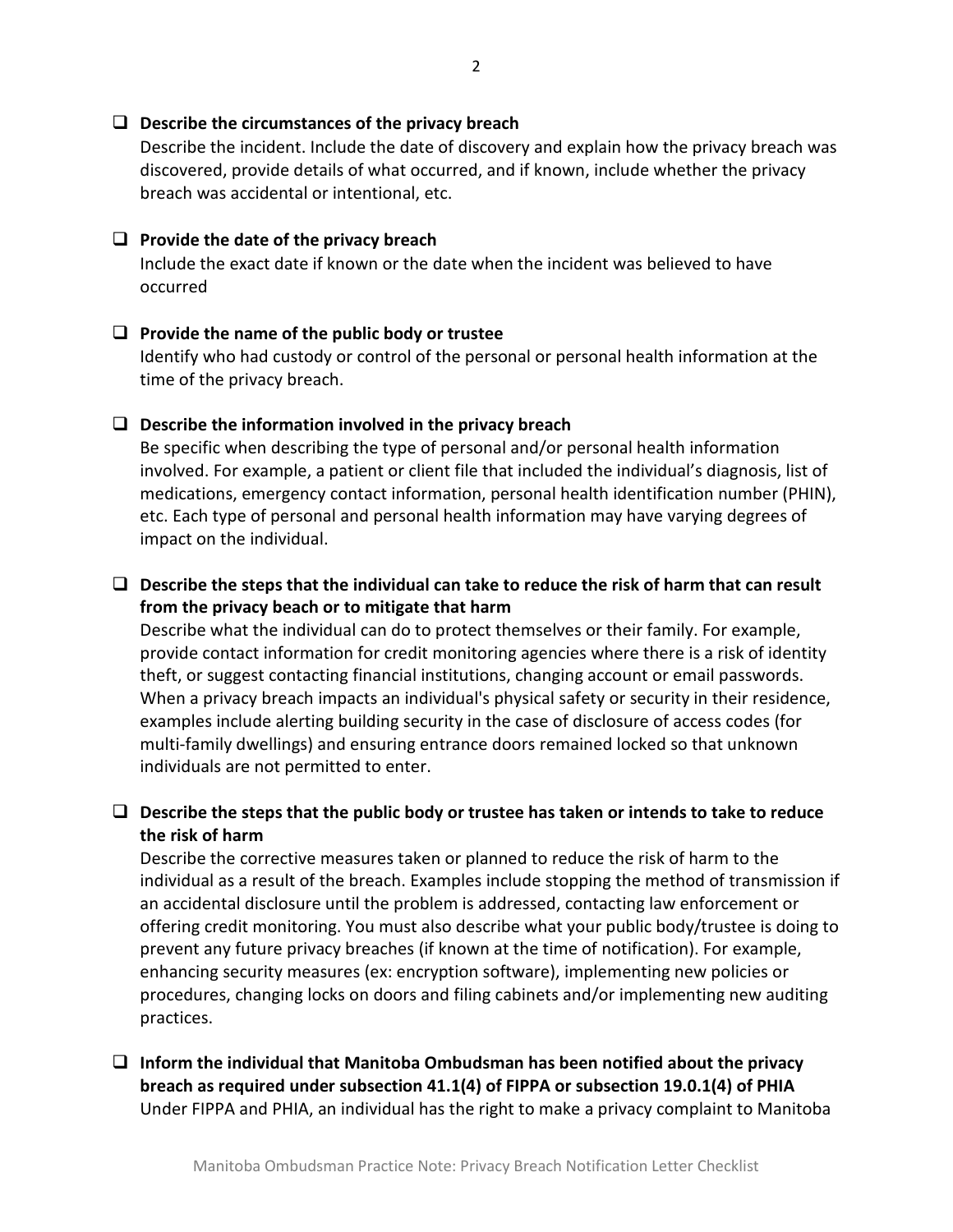- ☐ **Describe the circumstances of the privacy breach**

  Describe the incident. Include the date of discovery and explain how the privacy breach was discovered, provide details of what occurred, and if known, include whether the privacy breach was accidental or intentional, etc.

- ☐ **Provide the date of the privacy breach**

  Include the exact date if known or the date when the incident was believed to have occurred

- ☐ **Provide the name of the public body or trustee**

  Identify who had custody or control of the personal or personal health information at the time of the privacy breach.

- ☐ **Describe the information involved in the privacy breach**

  Be specific when describing the type of personal and/or personal health information involved. For example, a patient or client file that included the individual's diagnosis, list of medications, emergency contact information, personal health identification number (PHIN), etc. Each type of personal and personal health information may have varying degrees of impact on the individual.

- ☐ **Describe the steps that the individual can take to reduce the risk of harm that can result from the privacy beach or to mitigate that harm**

  Describe what the individual can do to protect themselves or their family. For example, provide contact information for credit monitoring agencies where there is a risk of identity theft, or suggest contacting financial institutions, changing account or email passwords. When a privacy breach impacts an individual's physical safety or security in their residence, examples include alerting building security in the case of disclosure of access codes (for multi-family dwellings) and ensuring entrance doors remained locked so that unknown individuals are not permitted to enter.

- ☐ **Describe the steps that the public body or trustee has taken or intends to take to reduce the risk of harm**

  Describe the corrective measures taken or planned to reduce the risk of harm to the individual as a result of the breach. Examples include stopping the method of transmission if an accidental disclosure until the problem is addressed, contacting law enforcement or offering credit monitoring. You must also describe what your public body/trustee is doing to prevent any future privacy breaches (if known at the time of notification). For example, enhancing security measures (ex: encryption software), implementing new policies or procedures, changing locks on doors and filing cabinets and/or implementing new auditing practices.

- ☐ **Inform the individual that Manitoba Ombudsman has been notified about the privacy breach as required under subsection 41.1(4) of FIPPA or subsection 19.0.1(4) of PHIA**

  Under FIPPA and PHIA, an individual has the right to make a privacy complaint to Manitoba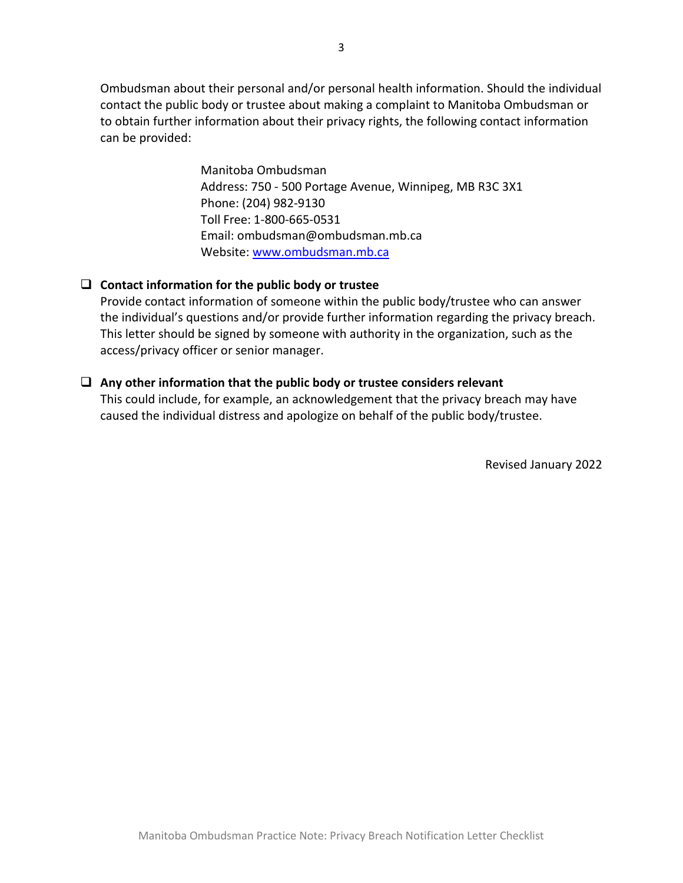Ombudsman about their personal and/or personal health information. Should the individual contact the public body or trustee about making a complaint to Manitoba Ombudsman or to obtain further information about their privacy rights, the following contact information can be provided:

> Manitoba Ombudsman
> Address: 750 - 500 Portage Avenue, Winnipeg, MB R3C 3X1
> Phone: (204) 982-9130
> Toll Free: 1-800-665-0531
> Email: ombudsman@ombudsman.mb.ca
> Website: [www.ombudsman.mb.ca](http://www.ombudsman.mb.ca)

- [ ] **Contact information for the public body or trustee**
  Provide contact information of someone within the public body/trustee who can answer the individual's questions and/or provide further information regarding the privacy breach. This letter should be signed by someone with authority in the organization, such as the access/privacy officer or senior manager.

- [ ] **Any other information that the public body or trustee considers relevant**
  This could include, for example, an acknowledgement that the privacy breach may have caused the individual distress and apologize on behalf of the public body/trustee.

Revised January 2022